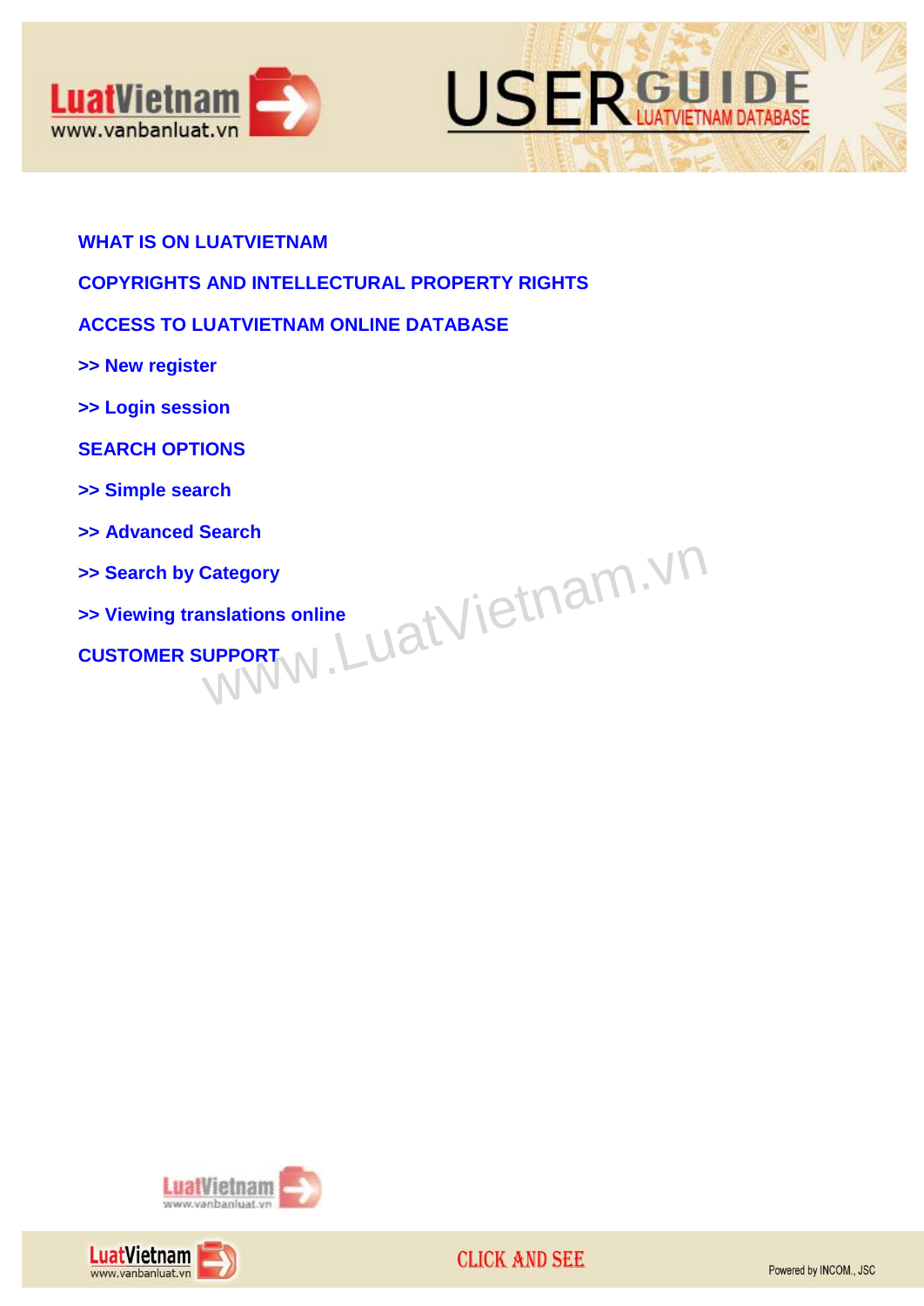# USER GUIDE

LUATVIETNAM DATABASE

WHAT IS ON LUATVIETNAM

COPYRIGHTS AND INTELLECTUAL PROPERTY RIGHTS

ACCESS TO LUATVIETNAM ONLINE DATABASE

>> New register

>> Login session

SEARCH OPTIONS

>> Simple search

>> Advanced Search

>> Search by Category

>> Viewing translations online

CUSTOMER SUPPORT

CLICK AND SEE

Powered by INCOM., JSC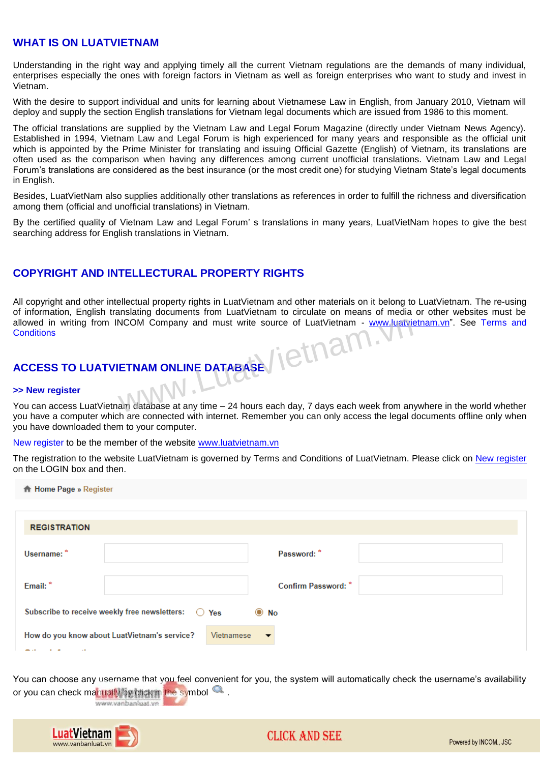## WHAT IS ON LUATVIETNAM

Understanding in the right way and applying timely all the current Vietnam regulations are the demands of many individual, enterprises especially the ones with foreign factors in Vietnam as well as foreign enterprises who want to study and invest in Vietnam.

With the desire to support individual and units for learning about Vietnamese Law in English, from January 2010, Vietnam will deploy and supply the section English translations for Vietnam legal documents which are issued from 1986 to this moment.

The official translations are supplied by the Vietnam Law and Legal Forum Magazine (directly under Vietnam News Agency). Established in 1994, Vietnam Law and Legal Forum is high experienced for many years and responsible as the official unit which is appointed by the Prime Minister for translating and issuing Official Gazette (English) of Vietnam, its translations are often used as the comparison when having any differences among current unofficial translations. Vietnam Law and Legal Forum's translations are considered as the best insurance (or the most credit one) for studying Vietnam State's legal documents in English.

Besides, LuatVietNam also supplies additionally other translations as references in order to fulfill the richness and diversification among them (official and unofficial translations) in Vietnam.

By the certified quality of Vietnam Law and Legal Forum' s translations in many years, LuatVietNam hopes to give the best searching address for English translations in Vietnam.

## COPYRIGHT AND INTELLECTUAL PROPERTY RIGHTS

All copyright and other intellectual property rights in LuatVietnam and other materials on it belong to LuatVietnam. The re-using of information, English translating documents from LuatVietnam to circulate on means of media or other websites must be allowed in writing from INCOM Company and must write source of LuatVietnam - www.luatvietnam.vn". See Terms and Conditions

## ACCESS TO LUATVIETNAM ONLINE DATABASE

### >> New register

You can access LuatVietnam database at any time – 24 hours each day, 7 days each week from anywhere in the world whether you have a computer which are connected with internet. Remember you can only access the legal documents offline only when you have downloaded them to your computer.

New register to be the member of the website www.luatvietnam.vn

The registration to the website LuatVietnam is governed by Terms and Conditions of LuatVietnam. Please click on New register on the LOGIN box and then.

Home Page » Register

**REGISTRATION**

| | | | |
|---|---|---|---|
| Username: * | | Password: * | |
| Email: * | | Confirm Password: * | |
| Subscribe to receive weekly free newsletters: | ○ Yes | ◉ No | |
| How do you know about LuatVietnam's service? | Vietnamese | | |

You can choose any username that you feel convenient for you, the system will automatically check the username's availability or you can check manually by click in the symbol .

CLICK AND SEE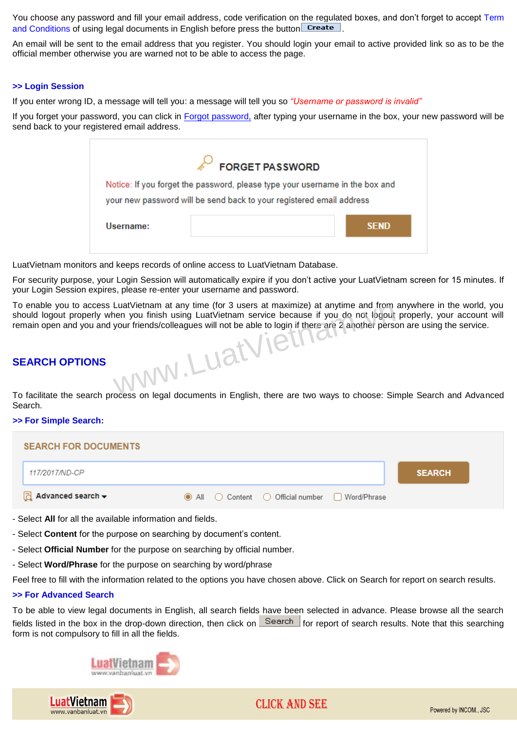You choose any password and fill your email address, code verification on the regulated boxes, and don't forget to accept Term and Conditions of using legal documents in English before press the button **Create**.

An email will be sent to the email address that you register. You should login your email to active provided link so as to be the official member otherwise you are warned not to be able to access the page.

### >> Login Session

If you enter wrong ID, a message will tell you: a message will tell you so *"Username or password is invalid"*

If you forget your password, you can click in Forgot password, after typing your username in the box, your new password will be send back to your registered email address.

**FORGET PASSWORD**

Notice: If you forget the password, please type your username in the box and your new password will be send back to your registered email address

Username: SEND

LuatVietnam monitors and keeps records of online access to LuatVietnam Database.

For security purpose, your Login Session will automatically expire if you don't active your LuatVietnam screen for 15 minutes. If your Login Session expires, please re-enter your username and password.

To enable you to access LuatVietnam at any time (for 3 users at maximize) at anytime and from anywhere in the world, you should logout properly when you finish using LuatVietnam service because if you do not logout properly, your account will remain open and you and your friends/colleagues will not be able to login if there are 2 another person are using the service.

## SEARCH OPTIONS

To facilitate the search process on legal documents in English, there are two ways to choose: Simple Search and Advanced Search.

### >> For Simple Search:

**SEARCH FOR DOCUMENTS**

117/2017/ND-CP SEARCH

Advanced search ▾ All Content Official number Word/Phrase

- Select **All** for all the available information and fields.
- Select **Content** for the purpose on searching by document's content.
- Select **Official Number** for the purpose on searching by official number.
- Select **Word/Phrase** for the purpose on searching by word/phrase

Feel free to fill with the information related to the options you have chosen above. Click on Search for report on search results.

### >> For Advanced Search

To be able to view legal documents in English, all search fields have been selected in advance. Please browse all the search fields listed in the box in the drop-down direction, then click on **Search** for report of search results. Note that this searching form is not compulsory to fill in all the fields.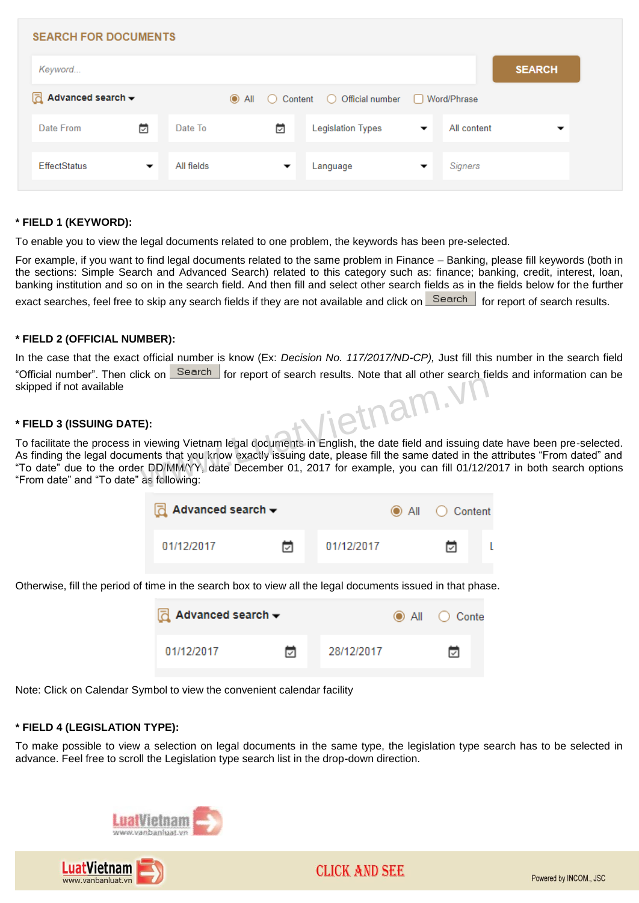SEARCH FOR DOCUMENTS

Keyword... | SEARCH

Advanced search ▾ ◉ All ○ Content ○ Official number ☐ Word/Phrase

| Date From | Date To | Legislation Types | All content |
|---|---|---|---|
| EffectStatus | All fields | Language | Signers |

**\* FIELD 1 (KEYWORD):**

To enable you to view the legal documents related to one problem, the keywords has been pre-selected.

For example, if you want to find legal documents related to the same problem in Finance – Banking, please fill keywords (both in the sections: Simple Search and Advanced Search) related to this category such as: finance; banking, credit, interest, loan, banking institution and so on in the search field. And then fill and select other search fields as in the fields below for the further exact searches, feel free to skip any search fields if they are not available and click on Search for report of search results.

**\* FIELD 2 (OFFICIAL NUMBER):**

In the case that the exact official number is know (Ex: *Decision No. 117/2017/ND-CP),* Just fill this number in the search field "Official number". Then click on Search for report of search results. Note that all other search fields and information can be skipped if not available

**\* FIELD 3 (ISSUING DATE):**

To facilitate the process in viewing Vietnam legal documents in English, the date field and issuing date have been pre-selected. As finding the legal documents that you know exactly issuing date, please fill the same dated in the attributes "From dated" and "To date" due to the order DD/MM/YY, date December 01, 2017 for example, you can fill 01/12/2017 in both search options "From date" and "To date" as following:

Advanced search ▾ ◉ All ○ Content

| 01/12/2017 | 01/12/2017 |
|---|---|

Otherwise, fill the period of time in the search box to view all the legal documents issued in that phase.

Advanced search ▾ ◉ All ○ Conte

| 01/12/2017 | 28/12/2017 |
|---|---|

Note: Click on Calendar Symbol to view the convenient calendar facility

**\* FIELD 4 (LEGISLATION TYPE):**

To make possible to view a selection on legal documents in the same type, the legislation type search has to be selected in advance. Feel free to scroll the Legislation type search list in the drop-down direction.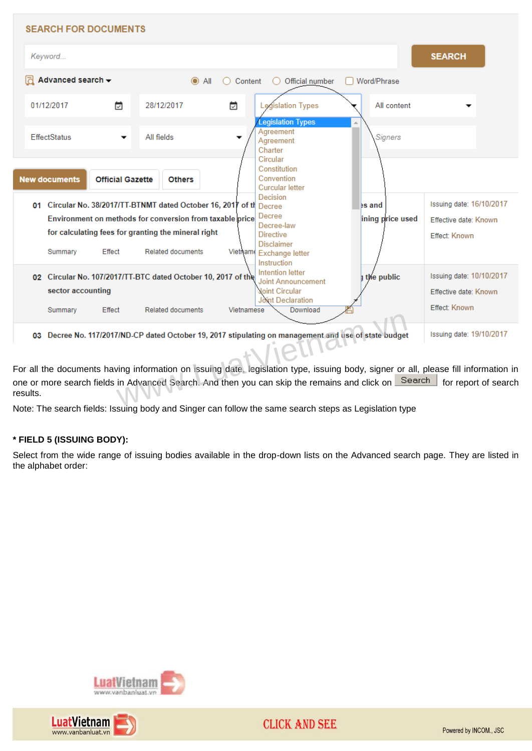For all the documents having information on issuing date, legislation type, issuing body, signer or all, please fill information in one or more search fields in Advanced Search. And then you can skip the remains and click on Search for report of search results.

Note: The search fields: Issuing body and Singer can follow the same search steps as Legislation type

**\* FIELD 5 (ISSUING BODY):**

Select from the wide range of issuing bodies available in the drop-down lists on the Advanced search page. They are listed in the alphabet order: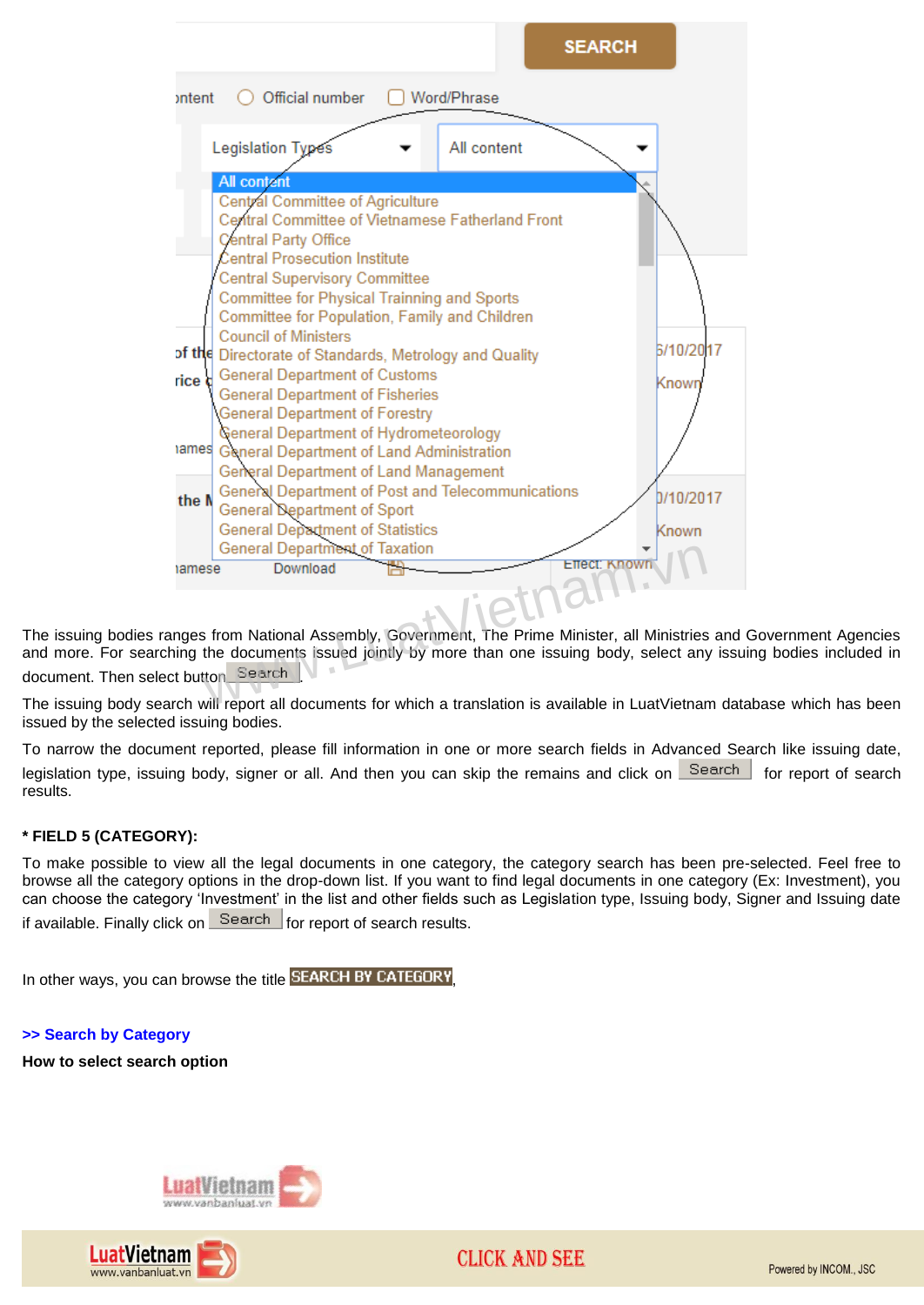The issuing bodies ranges from National Assembly, Government, The Prime Minister, all Ministries and Government Agencies and more. For searching the documents issued jointly by more than one issuing body, select any issuing bodies included in document. Then select button Search.

The issuing body search will report all documents for which a translation is available in LuatVietnam database which has been issued by the selected issuing bodies.

To narrow the document reported, please fill information in one or more search fields in Advanced Search like issuing date, legislation type, issuing body, signer or all. And then you can skip the remains and click on Search for report of search results.

**\* FIELD 5 (CATEGORY):**

To make possible to view all the legal documents in one category, the category search has been pre-selected. Feel free to browse all the category options in the drop-down list. If you want to find legal documents in one category (Ex: Investment), you can choose the category 'Investment' in the list and other fields such as Legislation type, Issuing body, Signer and Issuing date if available. Finally click on Search for report of search results.

In other ways, you can browse the title SEARCH BY CATEGORY,

**>> Search by Category**

**How to select search option**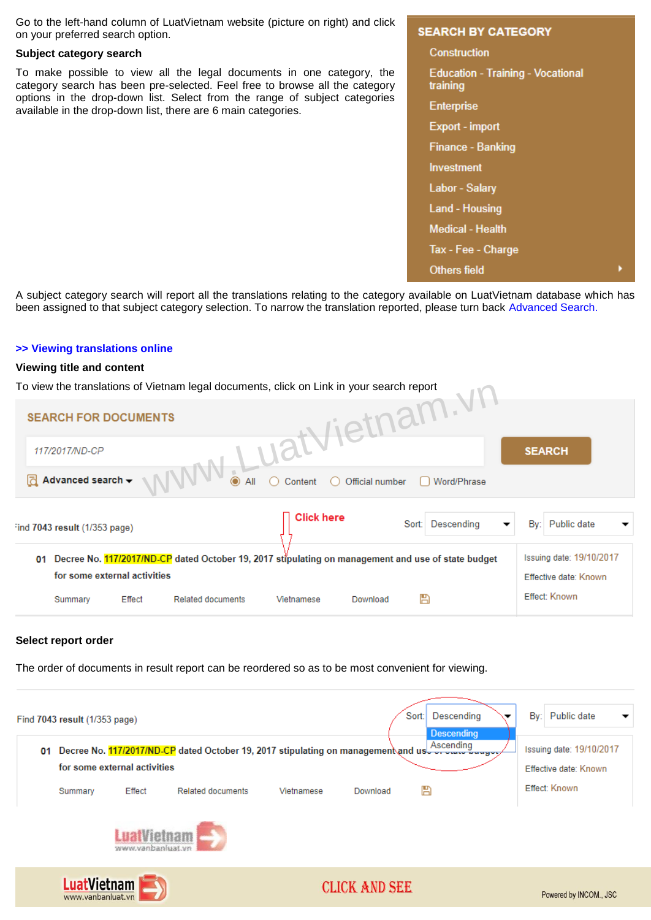Go to the left-hand column of LuatVietnam website (picture on right) and click on your preferred search option.

**Subject category search**

To make possible to view all the legal documents in one category, the category search has been pre-selected. Feel free to browse all the category options in the drop-down list. Select from the range of subject categories available in the drop-down list, there are 6 main categories.

SEARCH BY CATEGORY

- Construction
- Education - Training - Vocational training
- Enterprise
- Export - import
- Finance - Banking
- Investment
- Labor - Salary
- Land - Housing
- Medical - Health
- Tax - Fee - Charge
- Others field

A subject category search will report all the translations relating to the category available on LuatVietnam database which has been assigned to that subject category selection. To narrow the translation reported, please turn back Advanced Search.

**>> Viewing translations online**

**Viewing title and content**

To view the translations of Vietnam legal documents, click on Link in your search report

SEARCH FOR DOCUMENTS

117/2017/ND-CP — SEARCH

Advanced search — All / Content / Official number / Word/Phrase

Find 7043 result (1/353 page) — Click here — Sort: Descending — By: Public date

01 Decree No. 117/2017/ND-CP dated October 19, 2017 stipulating on management and use of state budget for some external activities

Summary — Effect — Related documents — Vietnamese — Download

Issuing date: 19/10/2017
Effective date: Known
Effect: Known

**Select report order**

The order of documents in result report can be reordered so as to be most convenient for viewing.

Find 7043 result (1/353 page) — Sort: Descending (Descending / Ascending) — By: Public date

01 Decree No. 117/2017/ND-CP dated October 19, 2017 stipulating on management and use of state budget for some external activities

Summary — Effect — Related documents — Vietnamese — Download

Issuing date: 19/10/2017
Effective date: Known
Effect: Known

CLICK AND SEE

Powered by INCOM., JSC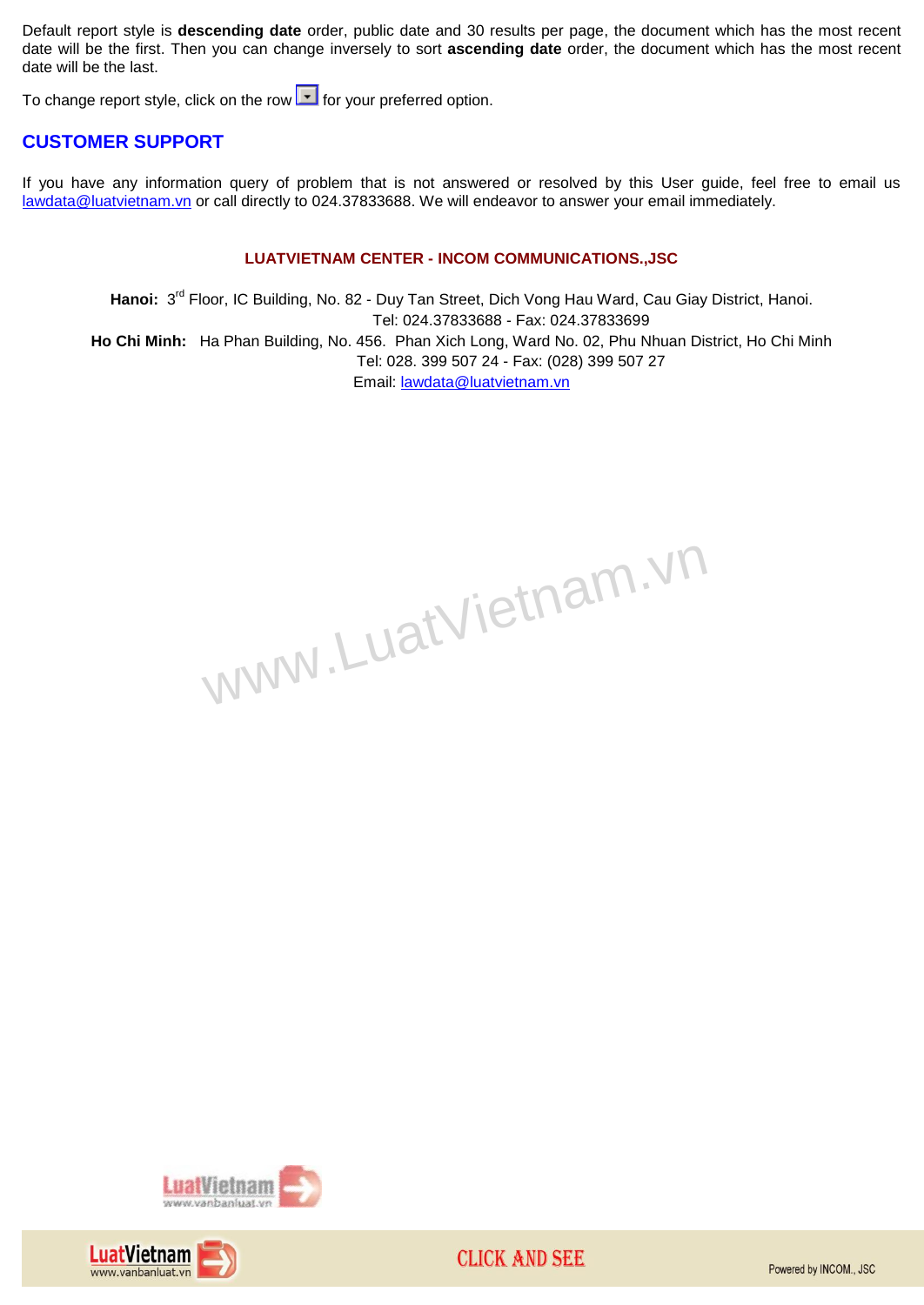Default report style is **descending date** order, public date and 30 results per page, the document which has the most recent date will be the first. Then you can change inversely to sort **ascending date** order, the document which has the most recent date will be the last.

To change report style, click on the row for your preferred option.

## CUSTOMER SUPPORT

If you have any information query of problem that is not answered or resolved by this User guide, feel free to email us lawdata@luatvietnam.vn or call directly to 024.37833688. We will endeavor to answer your email immediately.

**LUATVIETNAM CENTER - INCOM COMMUNICATIONS.,JSC**

**Hanoi:** 3rd Floor, IC Building, No. 82 - Duy Tan Street, Dich Vong Hau Ward, Cau Giay District, Hanoi.
Tel: 024.37833688 - Fax: 024.37833699

**Ho Chi Minh:** Ha Phan Building, No. 456. Phan Xich Long, Ward No. 02, Phu Nhuan District, Ho Chi Minh
Tel: 028. 399 507 24 - Fax: (028) 399 507 27
Email: lawdata@luatvietnam.vn